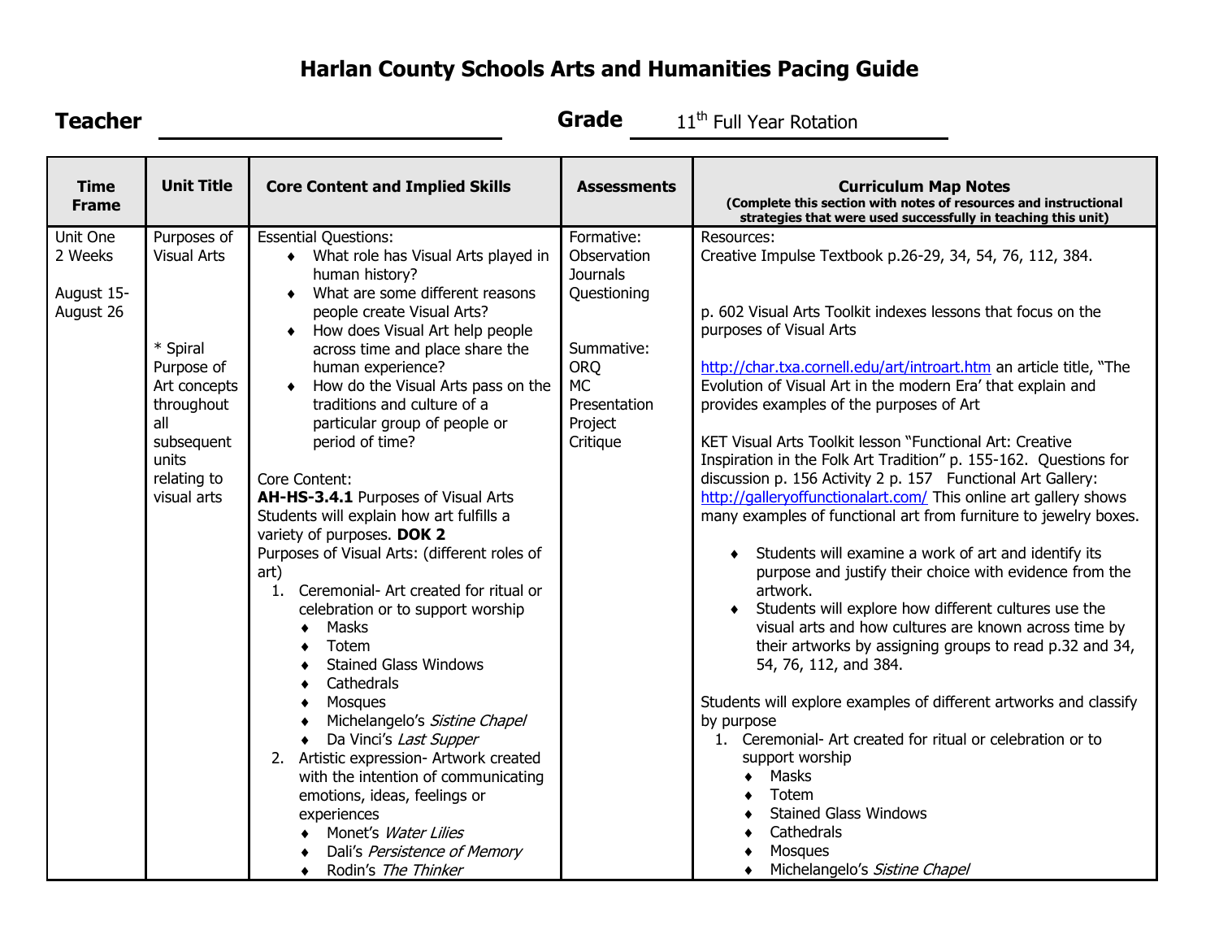# Harlan County Schools Arts and Humanities Pacing Guide

**Teacher** ______________________________ **Grade** 11th Full Year Rotation

| Time Frame | Unit Title | Core Content and Implied Skills | Assessments | Curriculum Map Notes (Complete this section with notes of resources and instructional strategies that were used successfully in teaching this unit) |
|---|---|---|---|---|
| Unit One<br>2 Weeks<br><br>August 15- August 26 | Purposes of Visual Arts<br><br><br>* Spiral Purpose of Art concepts throughout all subsequent units relating to visual arts | Essential Questions:<br>♦ What role has Visual Arts played in human history?<br>♦ What are some different reasons people create Visual Arts?<br>♦ How does Visual Art help people across time and place share the human experience?<br>♦ How do the Visual Arts pass on the traditions and culture of a particular group of people or period of time?<br><br>Core Content:<br>**AH-HS-3.4.1** Purposes of Visual Arts<br>Students will explain how art fulfills a variety of purposes. **DOK 2**<br>Purposes of Visual Arts: (different roles of art)<br>1. Ceremonial- Art created for ritual or celebration or to support worship<br>♦ Masks<br>♦ Totem<br>♦ Stained Glass Windows<br>♦ Cathedrals<br>♦ Mosques<br>♦ Michelangelo's *Sistine Chapel*<br>♦ Da Vinci's *Last Supper*<br>2. Artistic expression- Artwork created with the intention of communicating emotions, ideas, feelings or experiences<br>♦ Monet's *Water Lilies*<br>♦ Dali's *Persistence of Memory*<br>♦ Rodin's *The Thinker* | Formative:<br>Observation<br>Journals<br>Questioning<br><br><br>Summative:<br>ORQ<br>MC<br>Presentation<br>Project<br>Critique | Resources:<br>Creative Impulse Textbook p.26-29, 34, 54, 76, 112, 384.<br><br><br>p. 602 Visual Arts Toolkit indexes lessons that focus on the purposes of Visual Arts<br><br>http://char.txa.cornell.edu/art/introart.htm an article title, "The Evolution of Visual Art in the modern Era' that explain and provides examples of the purposes of Art<br><br>KET Visual Arts Toolkit lesson "Functional Art: Creative Inspiration in the Folk Art Tradition" p. 155-162. Questions for discussion p. 156 Activity 2 p. 157 Functional Art Gallery: http://galleryoffunctionalart.com/ This online art gallery shows many examples of functional art from furniture to jewelry boxes.<br><br>♦ Students will examine a work of art and identify its purpose and justify their choice with evidence from the artwork.<br>♦ Students will explore how different cultures use the visual arts and how cultures are known across time by their artworks by assigning groups to read p.32 and 34, 54, 76, 112, and 384.<br><br>Students will explore examples of different artworks and classify by purpose<br>1. Ceremonial- Art created for ritual or celebration or to support worship<br>♦ Masks<br>♦ Totem<br>♦ Stained Glass Windows<br>♦ Cathedrals<br>♦ Mosques<br>♦ Michelangelo's *Sistine Chapel* |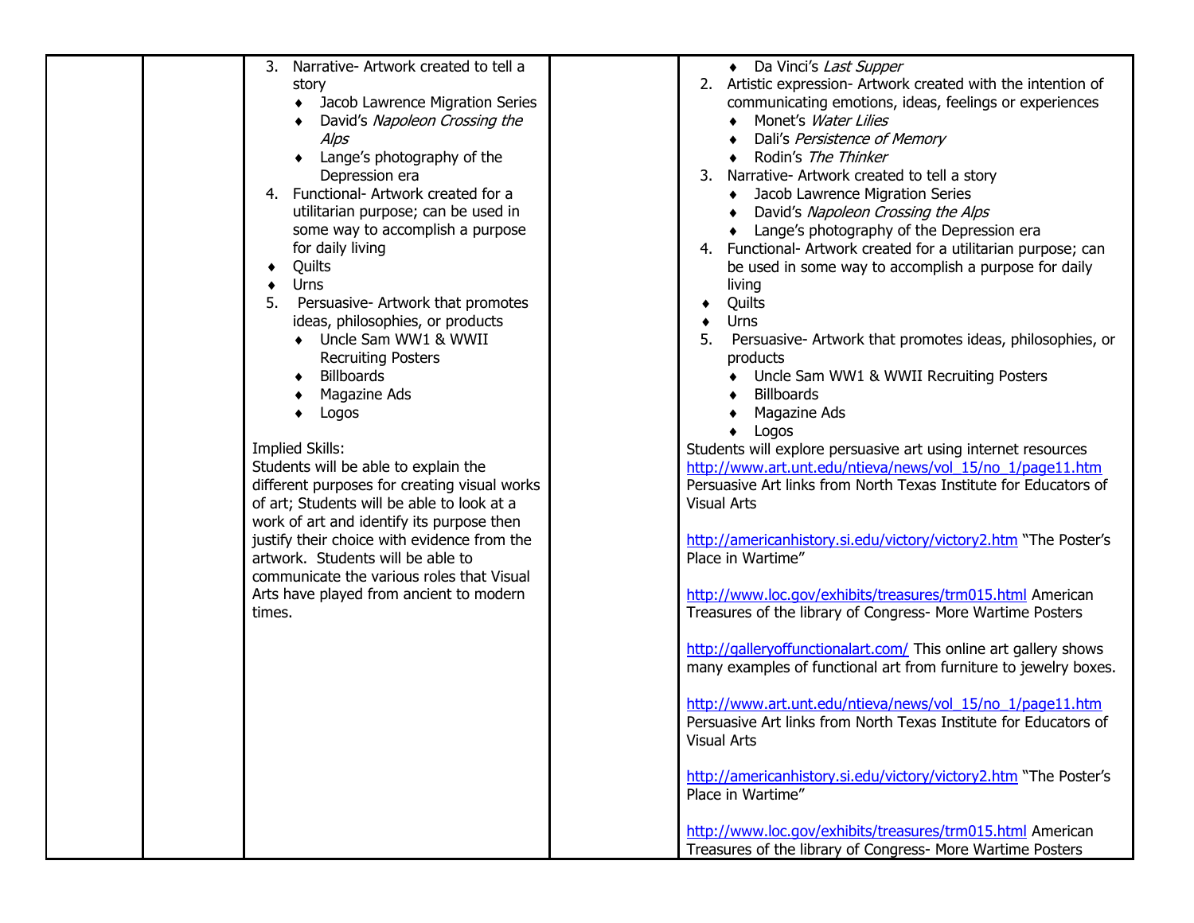| | | | | |
|---|---|---|---|---|
| | | 3. Narrative- Artwork created to tell a story<br>♦ Jacob Lawrence Migration Series<br>♦ David's *Napoleon Crossing the Alps*<br>♦ Lange's photography of the Depression era<br>4. Functional- Artwork created for a utilitarian purpose; can be used in some way to accomplish a purpose for daily living<br>♦ Quilts<br>♦ Urns<br>5. Persuasive- Artwork that promotes ideas, philosophies, or products<br>♦ Uncle Sam WW1 & WWII Recruiting Posters<br>♦ Billboards<br>♦ Magazine Ads<br>♦ Logos<br><br>Implied Skills:<br>Students will be able to explain the different purposes for creating visual works of art; Students will be able to look at a work of art and identify its purpose then justify their choice with evidence from the artwork. Students will be able to communicate the various roles that Visual Arts have played from ancient to modern times. | | ♦ Da Vinci's *Last Supper*<br>2. Artistic expression- Artwork created with the intention of communicating emotions, ideas, feelings or experiences<br>♦ Monet's *Water Lilies*<br>♦ Dali's *Persistence of Memory*<br>♦ Rodin's *The Thinker*<br>3. Narrative- Artwork created to tell a story<br>♦ Jacob Lawrence Migration Series<br>♦ David's *Napoleon Crossing the Alps*<br>♦ Lange's photography of the Depression era<br>4. Functional- Artwork created for a utilitarian purpose; can be used in some way to accomplish a purpose for daily living<br>♦ Quilts<br>♦ Urns<br>5. Persuasive- Artwork that promotes ideas, philosophies, or products<br>♦ Uncle Sam WW1 & WWII Recruiting Posters<br>♦ Billboards<br>♦ Magazine Ads<br>♦ Logos<br>Students will explore persuasive art using internet resources<br>http://www.art.unt.edu/ntieva/news/vol_15/no_1/page11.htm Persuasive Art links from North Texas Institute for Educators of Visual Arts<br><br>http://americanhistory.si.edu/victory/victory2.htm "The Poster's Place in Wartime"<br><br>http://www.loc.gov/exhibits/treasures/trm015.html American Treasures of the library of Congress- More Wartime Posters<br><br>http://galleryoffunctionalart.com/ This online art gallery shows many examples of functional art from furniture to jewelry boxes.<br><br>http://www.art.unt.edu/ntieva/news/vol_15/no_1/page11.htm Persuasive Art links from North Texas Institute for Educators of Visual Arts<br><br>http://americanhistory.si.edu/victory/victory2.htm "The Poster's Place in Wartime"<br><br>http://www.loc.gov/exhibits/treasures/trm015.html American Treasures of the library of Congress- More Wartime Posters |